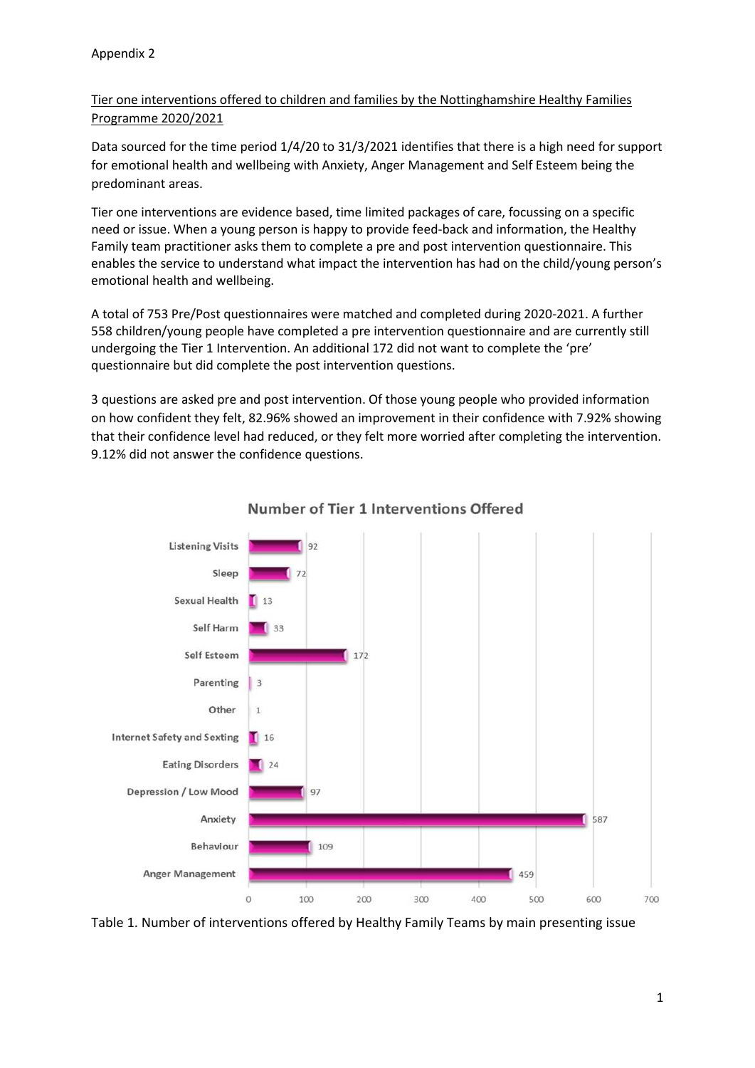Appendix 2

<u>Tier one interventions offered to children and families by the Nottinghamshire Healthy Families Programme 2020/2021</u>

Data sourced for the time period 1/4/20 to 31/3/2021 identifies that there is a high need for support for emotional health and wellbeing with Anxiety, Anger Management and Self Esteem being the predominant areas.

Tier one interventions are evidence based, time limited packages of care, focussing on a specific need or issue. When a young person is happy to provide feed-back and information, the Healthy Family team practitioner asks them to complete a pre and post intervention questionnaire. This enables the service to understand what impact the intervention has had on the child/young person's emotional health and wellbeing.

A total of 753 Pre/Post questionnaires were matched and completed during 2020-2021. A further 558 children/young people have completed a pre intervention questionnaire and are currently still undergoing the Tier 1 Intervention. An additional 172 did not want to complete the 'pre' questionnaire but did complete the post intervention questions.

3 questions are asked pre and post intervention. Of those young people who provided information on how confident they felt, 82.96% showed an improvement in their confidence with 7.92% showing that their confidence level had reduced, or they felt more worried after completing the intervention. 9.12% did not answer the confidence questions.

**Number of Tier 1 Interventions Offered**

| Presenting issue | Number |
|---|---|
| Listening Visits | 92 |
| Sleep | 72 |
| Sexual Health | 13 |
| Self Harm | 33 |
| Self Esteem | 172 |
| Parenting | 3 |
| Other | 1 |
| Internet Safety and Sexting | 16 |
| Eating Disorders | 24 |
| Depression / Low Mood | 97 |
| Anxiety | 587 |
| Behaviour | 109 |
| Anger Management | 459 |

Table 1. Number of interventions offered by Healthy Family Teams by main presenting issue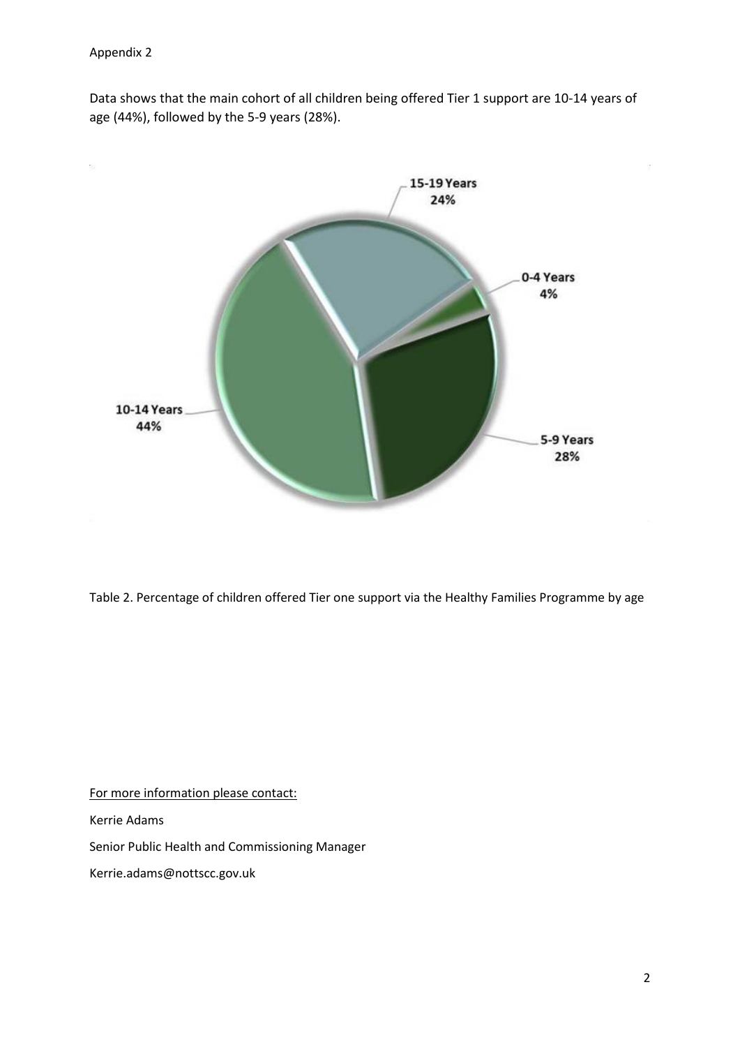Appendix 2

Data shows that the main cohort of all children being offered Tier 1 support are 10-14 years of age (44%), followed by the 5-9 years (28%).

15-19 Years
24%

0-4 Years
4%

10-14 Years
44%

5-9 Years
28%

Table 2. Percentage of children offered Tier one support via the Healthy Families Programme by age

For more information please contact:

Kerrie Adams

Senior Public Health and Commissioning Manager

Kerrie.adams@nottscc.gov.uk